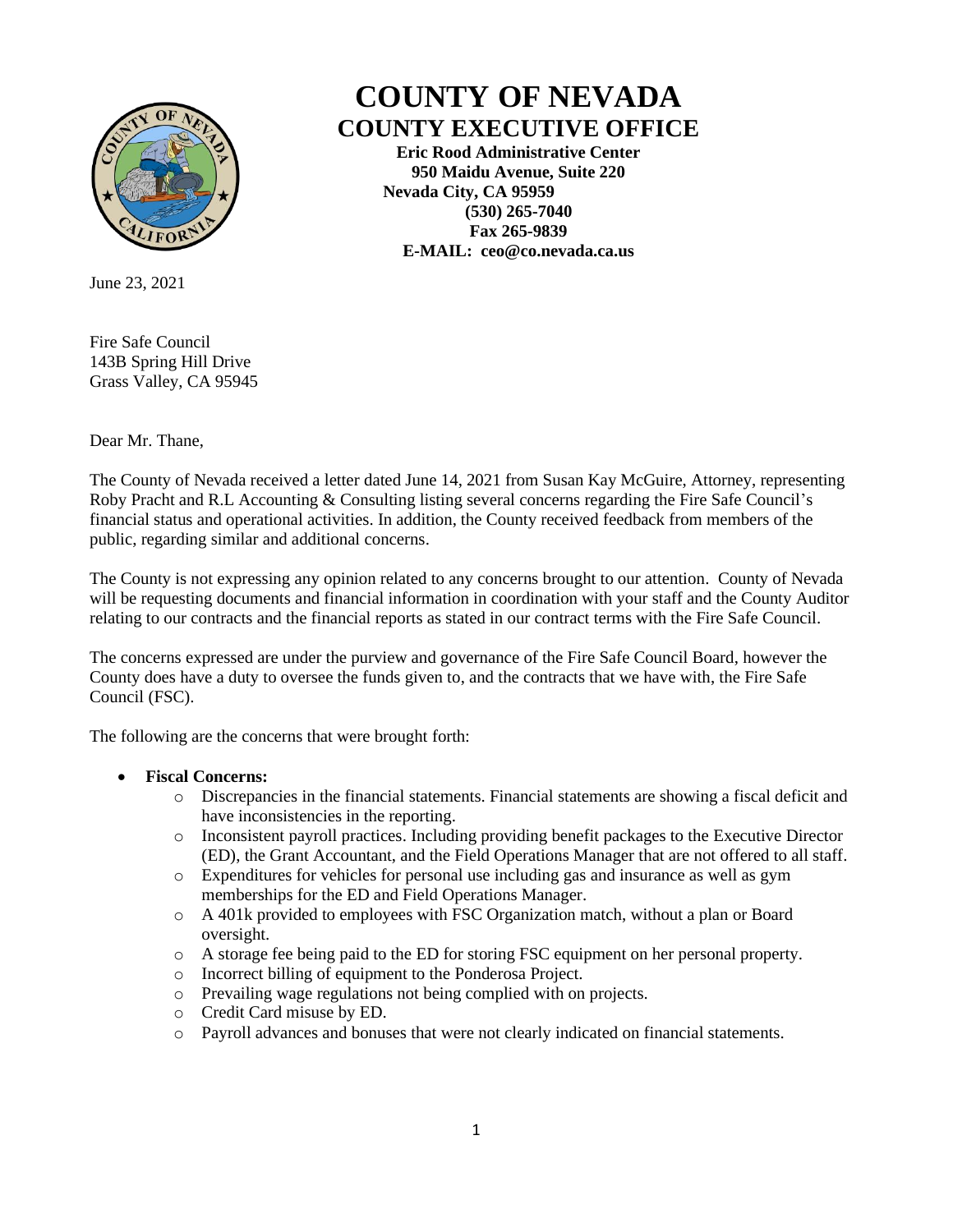# COUNTY OF NEVADA

## COUNTY EXECUTIVE OFFICE

**Eric Rood Administrative Center**
**950 Maidu Avenue, Suite 220**
**Nevada City, CA 95959**
**(530) 265-7040**
**Fax 265-9839**
**E-MAIL: ceo@co.nevada.ca.us**

June 23, 2021

Fire Safe Council
143B Spring Hill Drive
Grass Valley, CA 95945

Dear Mr. Thane,

The County of Nevada received a letter dated June 14, 2021 from Susan Kay McGuire, Attorney, representing Roby Pracht and R.L Accounting & Consulting listing several concerns regarding the Fire Safe Council's financial status and operational activities. In addition, the County received feedback from members of the public, regarding similar and additional concerns.

The County is not expressing any opinion related to any concerns brought to our attention. County of Nevada will be requesting documents and financial information in coordination with your staff and the County Auditor relating to our contracts and the financial reports as stated in our contract terms with the Fire Safe Council.

The concerns expressed are under the purview and governance of the Fire Safe Council Board, however the County does have a duty to oversee the funds given to, and the contracts that we have with, the Fire Safe Council (FSC).

The following are the concerns that were brought forth:

- **Fiscal Concerns:**
    - Discrepancies in the financial statements. Financial statements are showing a fiscal deficit and have inconsistencies in the reporting.
    - Inconsistent payroll practices. Including providing benefit packages to the Executive Director (ED), the Grant Accountant, and the Field Operations Manager that are not offered to all staff.
    - Expenditures for vehicles for personal use including gas and insurance as well as gym memberships for the ED and Field Operations Manager.
    - A 401k provided to employees with FSC Organization match, without a plan or Board oversight.
    - A storage fee being paid to the ED for storing FSC equipment on her personal property.
    - Incorrect billing of equipment to the Ponderosa Project.
    - Prevailing wage regulations not being complied with on projects.
    - Credit Card misuse by ED.
    - Payroll advances and bonuses that were not clearly indicated on financial statements.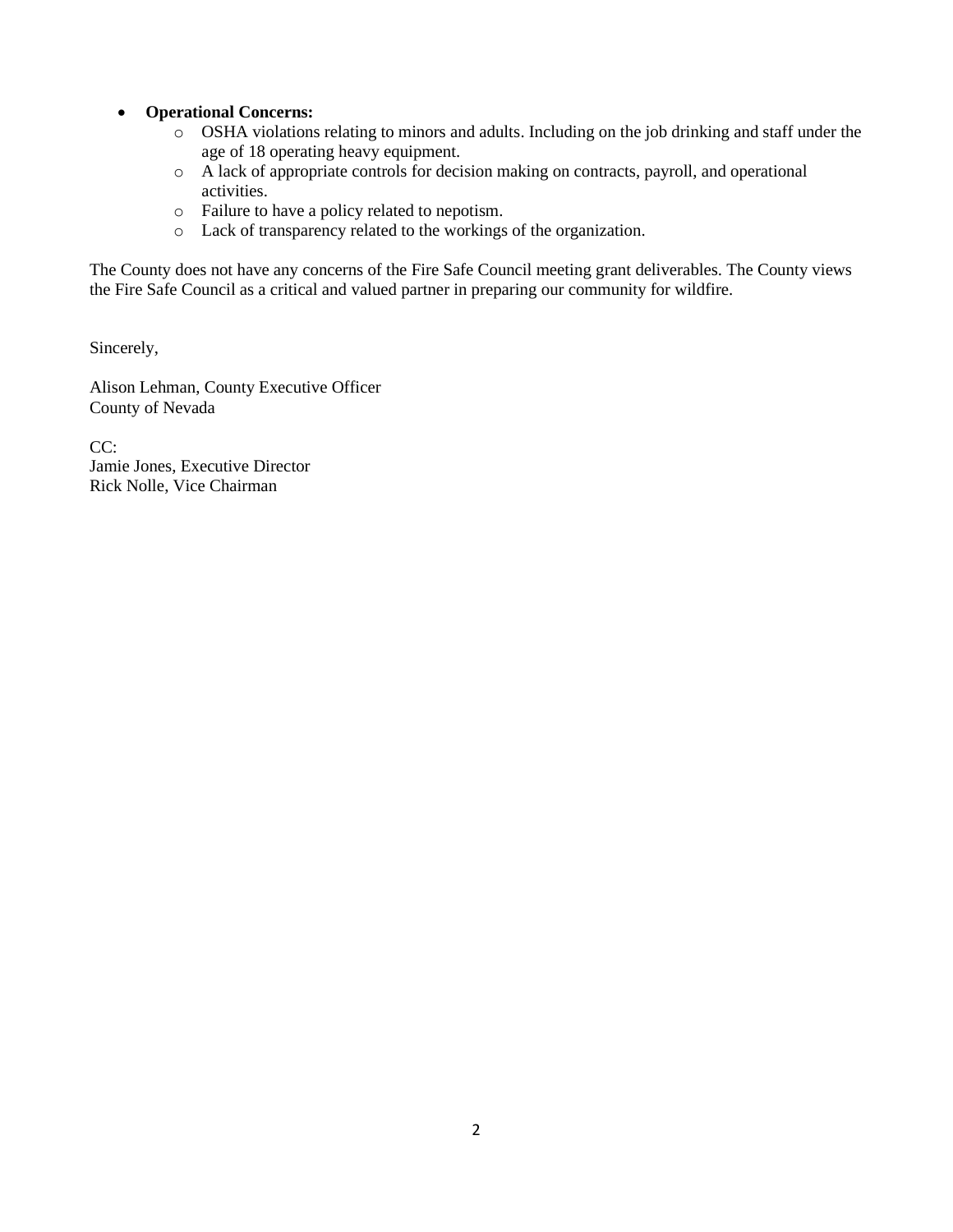- **Operational Concerns:**
  - OSHA violations relating to minors and adults. Including on the job drinking and staff under the age of 18 operating heavy equipment.
  - A lack of appropriate controls for decision making on contracts, payroll, and operational activities.
  - Failure to have a policy related to nepotism.
  - Lack of transparency related to the workings of the organization.

The County does not have any concerns of the Fire Safe Council meeting grant deliverables. The County views the Fire Safe Council as a critical and valued partner in preparing our community for wildfire.

Sincerely,

Alison Lehman, County Executive Officer
County of Nevada

CC:
Jamie Jones, Executive Director
Rick Nolle, Vice Chairman